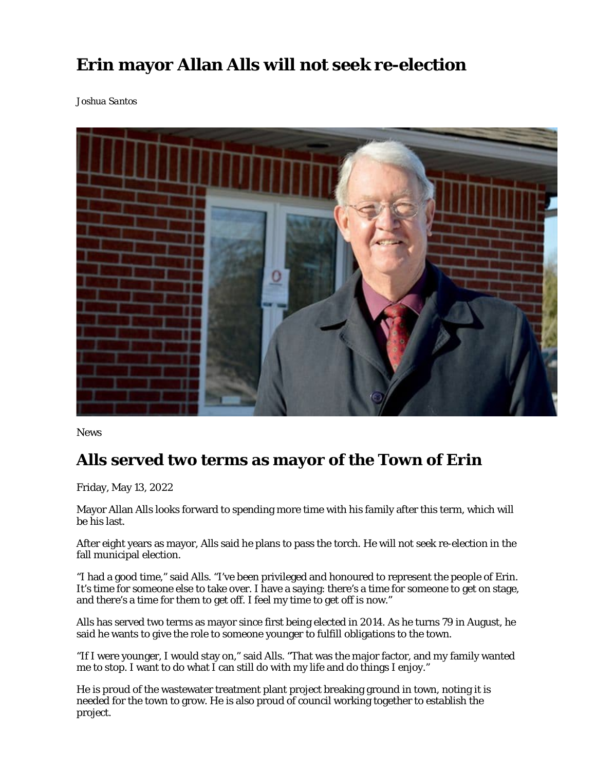# Erin mayor Allan Alls will not seek re-election

*Joshua Santos*

News

## Alls served two terms as mayor of the Town of Erin

Friday, May 13, 2022

Mayor Allan Alls looks forward to spending more time with his family after this term, which will be his last.

After eight years as mayor, Alls said he plans to pass the torch. He will not seek re-election in the fall municipal election.

"I had a good time," said Alls. "I've been privileged and honoured to represent the people of Erin. It's time for someone else to take over. I have a saying: there's a time for someone to get on stage, and there's a time for them to get off. I feel my time to get off is now."

Alls has served two terms as mayor since first being elected in 2014. As he turns 79 in August, he said he wants to give the role to someone younger to fulfill obligations to the town.

"If I were younger, I would stay on," said Alls. "That was the major factor, and my family wanted me to stop. I want to do what I can still do with my life and do things I enjoy."

He is proud of the wastewater treatment plant project breaking ground in town, noting it is needed for the town to grow. He is also proud of council working together to establish the project.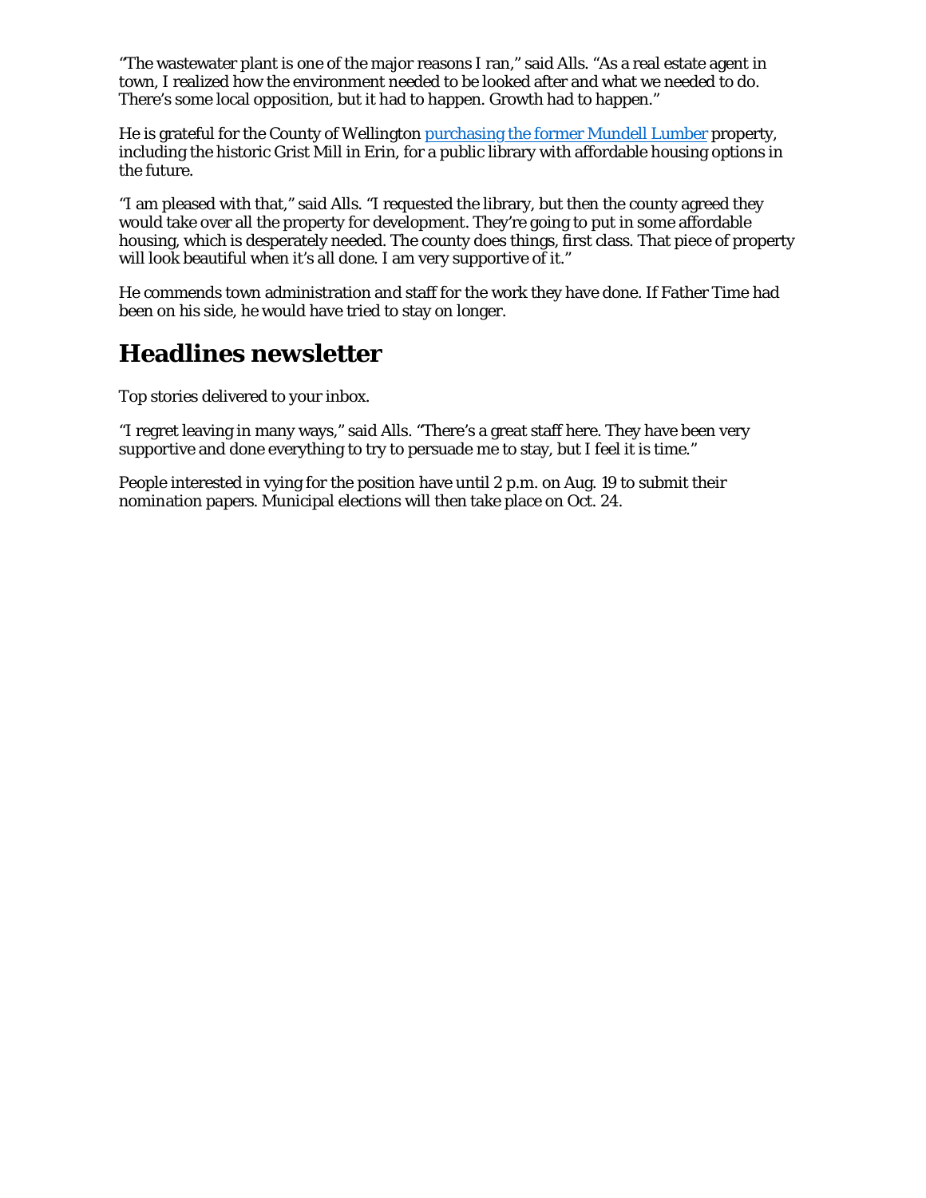"The wastewater plant is one of the major reasons I ran," said Alls. "As a real estate agent in town, I realized how the environment needed to be looked after and what we needed to do. There's some local opposition, but it had to happen. Growth had to happen."

He is grateful for the County of Wellington [purchasing the former Mundell Lumber] property, including the historic Grist Mill in Erin, for a public library with affordable housing options in the future.

"I am pleased with that," said Alls. "I requested the library, but then the county agreed they would take over all the property for development. They're going to put in some affordable housing, which is desperately needed. The county does things, first class. That piece of property will look beautiful when it's all done. I am very supportive of it."

He commends town administration and staff for the work they have done. If Father Time had been on his side, he would have tried to stay on longer.

## Headlines newsletter

Top stories delivered to your inbox.

"I regret leaving in many ways," said Alls. "There's a great staff here. They have been very supportive and done everything to try to persuade me to stay, but I feel it is time."

People interested in vying for the position have until 2 p.m. on Aug. 19 to submit their nomination papers. Municipal elections will then take place on Oct. 24.